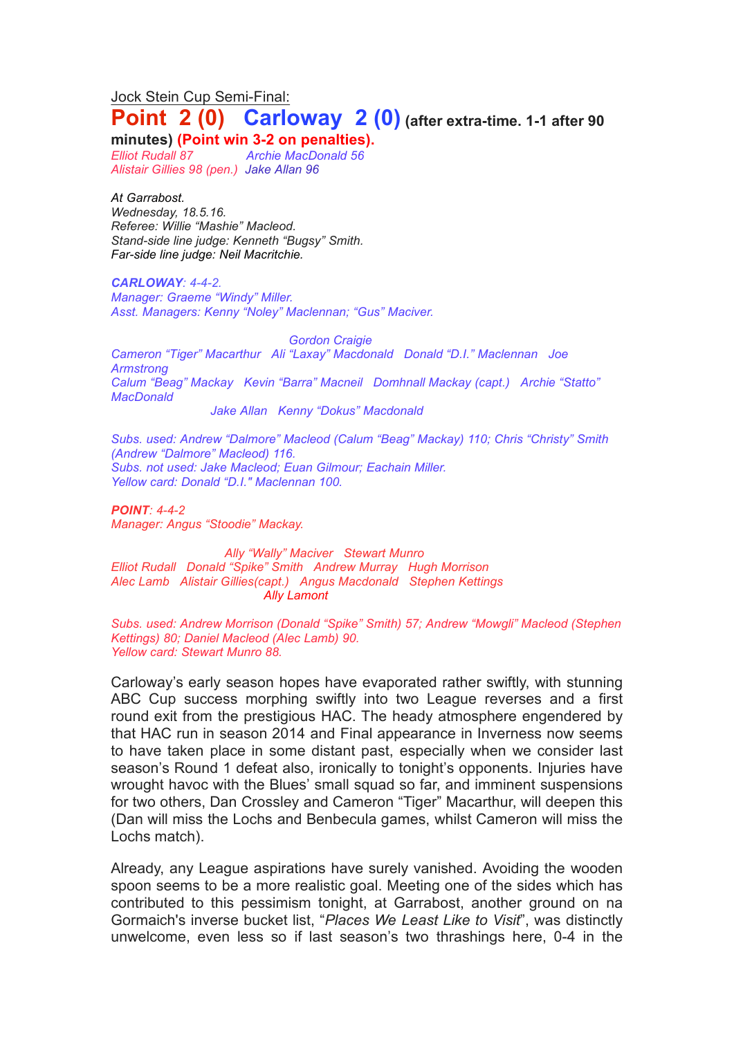Jock Stein Cup Semi-Final:

# Point 2 (0) Carloway 2 (0) (after extra-time. 1-1 after 90 minutes) (Point win 3-2 on penalties).

*Elliot Rudall 87* *Archie MacDonald 56*
*Alistair Gillies 98 (pen.)* *Jake Allan 96*

*At Garrabost.*
*Wednesday, 18.5.16.*
*Referee: Willie "Mashie" Macleod.*
*Stand-side line judge: Kenneth "Bugsy" Smith.*
*Far-side line judge: Neil Macritchie.*

***CARLOWAY**: 4-4-2.*
*Manager: Graeme "Windy" Miller.*
*Asst. Managers: Kenny "Noley" Maclennan; "Gus" Maciver.*

*Gordon Craigie*
*Cameron "Tiger" Macarthur Ali "Laxay" Macdonald Donald "D.I." Maclennan Joe Armstrong*
*Calum "Beag" Mackay Kevin "Barra" Macneil Domhnall Mackay (capt.) Archie "Statto" MacDonald*
*Jake Allan Kenny "Dokus" Macdonald*

*Subs. used: Andrew "Dalmore" Macleod (Calum "Beag" Mackay) 110; Chris "Christy" Smith (Andrew "Dalmore" Macleod) 116.*
*Subs. not used: Jake Macleod; Euan Gilmour; Eachain Miller.*
*Yellow card: Donald "D.I." Maclennan 100.*

***POINT**: 4-4-2*
*Manager: Angus "Stoodie" Mackay.*

*Ally "Wally" Maciver Stewart Munro*
*Elliot Rudall Donald "Spike" Smith Andrew Murray Hugh Morrison*
*Alec Lamb Alistair Gillies(capt.) Angus Macdonald Stephen Kettings*
*Ally Lamont*

*Subs. used: Andrew Morrison (Donald "Spike" Smith) 57; Andrew "Mowgli" Macleod (Stephen Kettings) 80; Daniel Macleod (Alec Lamb) 90.*
*Yellow card: Stewart Munro 88.*

Carloway's early season hopes have evaporated rather swiftly, with stunning ABC Cup success morphing swiftly into two League reverses and a first round exit from the prestigious HAC. The heady atmosphere engendered by that HAC run in season 2014 and Final appearance in Inverness now seems to have taken place in some distant past, especially when we consider last season's Round 1 defeat also, ironically to tonight's opponents. Injuries have wrought havoc with the Blues' small squad so far, and imminent suspensions for two others, Dan Crossley and Cameron "Tiger" Macarthur, will deepen this (Dan will miss the Lochs and Benbecula games, whilst Cameron will miss the Lochs match).

Already, any League aspirations have surely vanished. Avoiding the wooden spoon seems to be a more realistic goal. Meeting one of the sides which has contributed to this pessimism tonight, at Garrabost, another ground on na Gormaich's inverse bucket list, "*Places We Least Like to Visit*", was distinctly unwelcome, even less so if last season's two thrashings here, 0-4 in the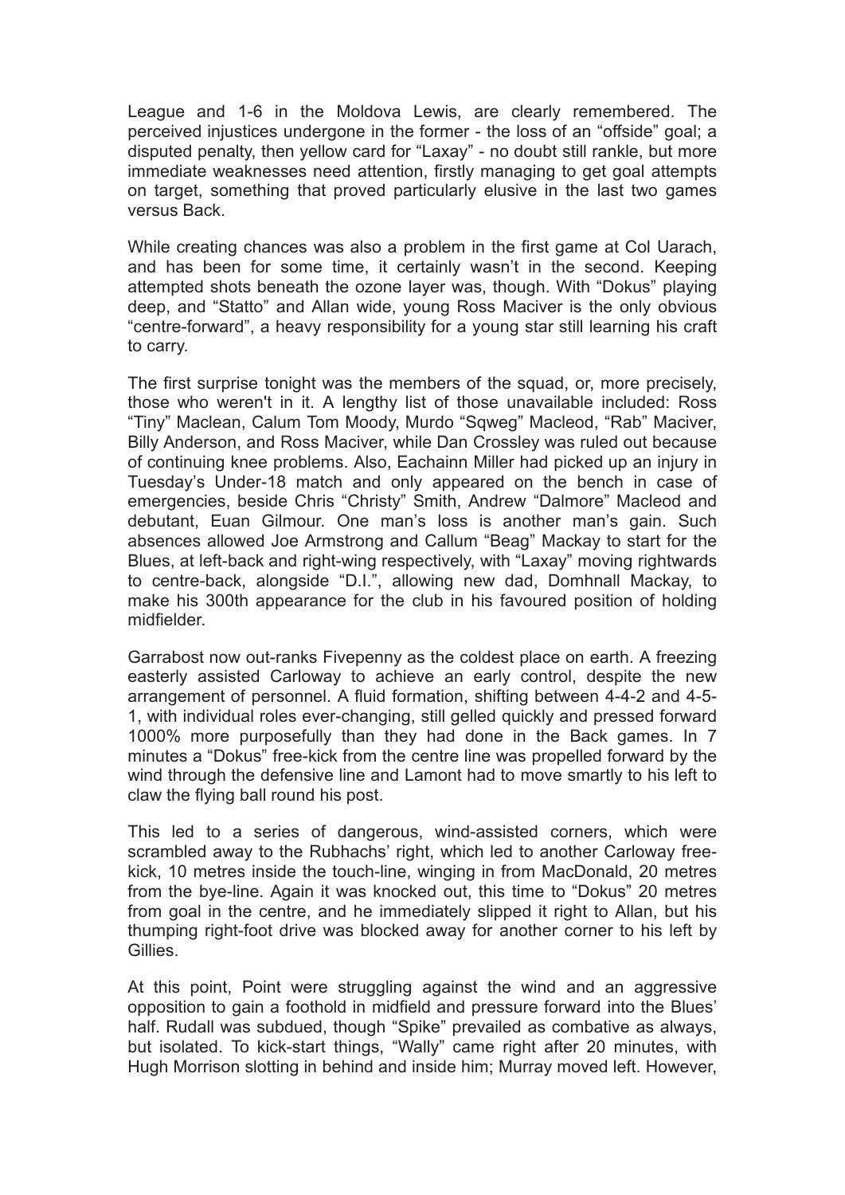League and 1-6 in the Moldova Lewis, are clearly remembered. The perceived injustices undergone in the former - the loss of an "offside" goal; a disputed penalty, then yellow card for "Laxay" - no doubt still rankle, but more immediate weaknesses need attention, firstly managing to get goal attempts on target, something that proved particularly elusive in the last two games versus Back.

While creating chances was also a problem in the first game at Col Uarach, and has been for some time, it certainly wasn't in the second. Keeping attempted shots beneath the ozone layer was, though. With "Dokus" playing deep, and "Statto" and Allan wide, young Ross Maciver is the only obvious "centre-forward", a heavy responsibility for a young star still learning his craft to carry.

The first surprise tonight was the members of the squad, or, more precisely, those who weren't in it. A lengthy list of those unavailable included: Ross "Tiny" Maclean, Calum Tom Moody, Murdo "Sqweg" Macleod, "Rab" Maciver, Billy Anderson, and Ross Maciver, while Dan Crossley was ruled out because of continuing knee problems. Also, Eachainn Miller had picked up an injury in Tuesday's Under-18 match and only appeared on the bench in case of emergencies, beside Chris "Christy" Smith, Andrew "Dalmore" Macleod and debutant, Euan Gilmour. One man's loss is another man's gain. Such absences allowed Joe Armstrong and Callum "Beag" Mackay to start for the Blues, at left-back and right-wing respectively, with "Laxay" moving rightwards to centre-back, alongside "D.I.", allowing new dad, Domhnall Mackay, to make his 300th appearance for the club in his favoured position of holding midfielder.

Garrabost now out-ranks Fivepenny as the coldest place on earth. A freezing easterly assisted Carloway to achieve an early control, despite the new arrangement of personnel. A fluid formation, shifting between 4-4-2 and 4-5-1, with individual roles ever-changing, still gelled quickly and pressed forward 1000% more purposefully than they had done in the Back games. In 7 minutes a "Dokus" free-kick from the centre line was propelled forward by the wind through the defensive line and Lamont had to move smartly to his left to claw the flying ball round his post.

This led to a series of dangerous, wind-assisted corners, which were scrambled away to the Rubhachs' right, which led to another Carloway free-kick, 10 metres inside the touch-line, winging in from MacDonald, 20 metres from the bye-line. Again it was knocked out, this time to "Dokus" 20 metres from goal in the centre, and he immediately slipped it right to Allan, but his thumping right-foot drive was blocked away for another corner to his left by Gillies.

At this point, Point were struggling against the wind and an aggressive opposition to gain a foothold in midfield and pressure forward into the Blues' half. Rudall was subdued, though "Spike" prevailed as combative as always, but isolated. To kick-start things, "Wally" came right after 20 minutes, with Hugh Morrison slotting in behind and inside him; Murray moved left. However,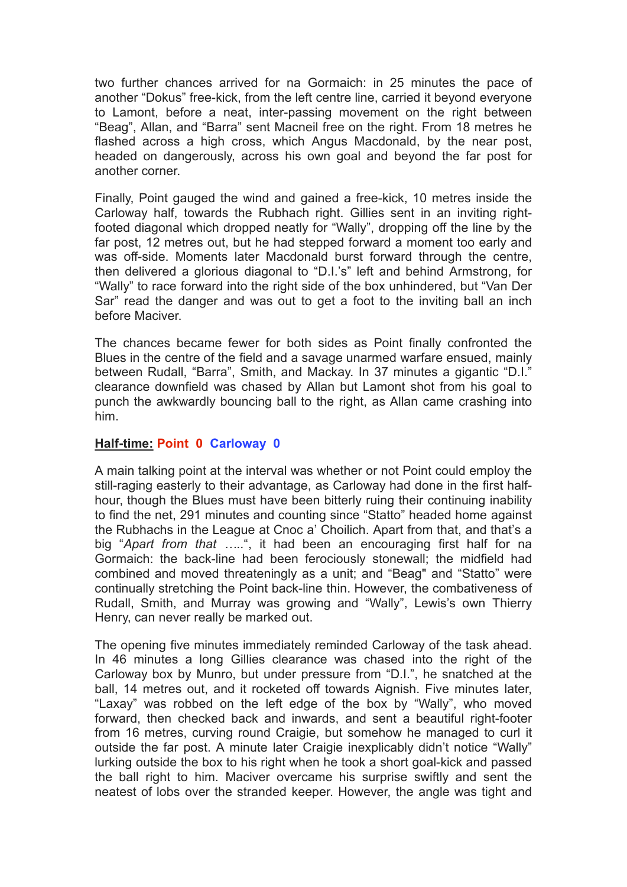two further chances arrived for na Gormaich: in 25 minutes the pace of another "Dokus" free-kick, from the left centre line, carried it beyond everyone to Lamont, before a neat, inter-passing movement on the right between "Beag", Allan, and "Barra" sent Macneil free on the right. From 18 metres he flashed across a high cross, which Angus Macdonald, by the near post, headed on dangerously, across his own goal and beyond the far post for another corner.

Finally, Point gauged the wind and gained a free-kick, 10 metres inside the Carloway half, towards the Rubhach right. Gillies sent in an inviting right-footed diagonal which dropped neatly for "Wally", dropping off the line by the far post, 12 metres out, but he had stepped forward a moment too early and was off-side. Moments later Macdonald burst forward through the centre, then delivered a glorious diagonal to "D.I.'s" left and behind Armstrong, for "Wally" to race forward into the right side of the box unhindered, but "Van Der Sar" read the danger and was out to get a foot to the inviting ball an inch before Maciver.

The chances became fewer for both sides as Point finally confronted the Blues in the centre of the field and a savage unarmed warfare ensued, mainly between Rudall, "Barra", Smith, and Mackay. In 37 minutes a gigantic "D.I." clearance downfield was chased by Allan but Lamont shot from his goal to punch the awkwardly bouncing ball to the right, as Allan came crashing into him.

**Half-time:** **Point 0 Carloway 0**

A main talking point at the interval was whether or not Point could employ the still-raging easterly to their advantage, as Carloway had done in the first half-hour, though the Blues must have been bitterly ruing their continuing inability to find the net, 291 minutes and counting since "Statto" headed home against the Rubhachs in the League at Cnoc a' Choilich. Apart from that, and that's a big "*Apart from that …..*", it had been an encouraging first half for na Gormaich: the back-line had been ferociously stonewall; the midfield had combined and moved threateningly as a unit; and "Beag" and "Statto" were continually stretching the Point back-line thin. However, the combativeness of Rudall, Smith, and Murray was growing and "Wally", Lewis's own Thierry Henry, can never really be marked out.

The opening five minutes immediately reminded Carloway of the task ahead. In 46 minutes a long Gillies clearance was chased into the right of the Carloway box by Munro, but under pressure from "D.I.", he snatched at the ball, 14 metres out, and it rocketed off towards Aignish. Five minutes later, "Laxay" was robbed on the left edge of the box by "Wally", who moved forward, then checked back and inwards, and sent a beautiful right-footer from 16 metres, curving round Craigie, but somehow he managed to curl it outside the far post. A minute later Craigie inexplicably didn't notice "Wally" lurking outside the box to his right when he took a short goal-kick and passed the ball right to him. Maciver overcame his surprise swiftly and sent the neatest of lobs over the stranded keeper. However, the angle was tight and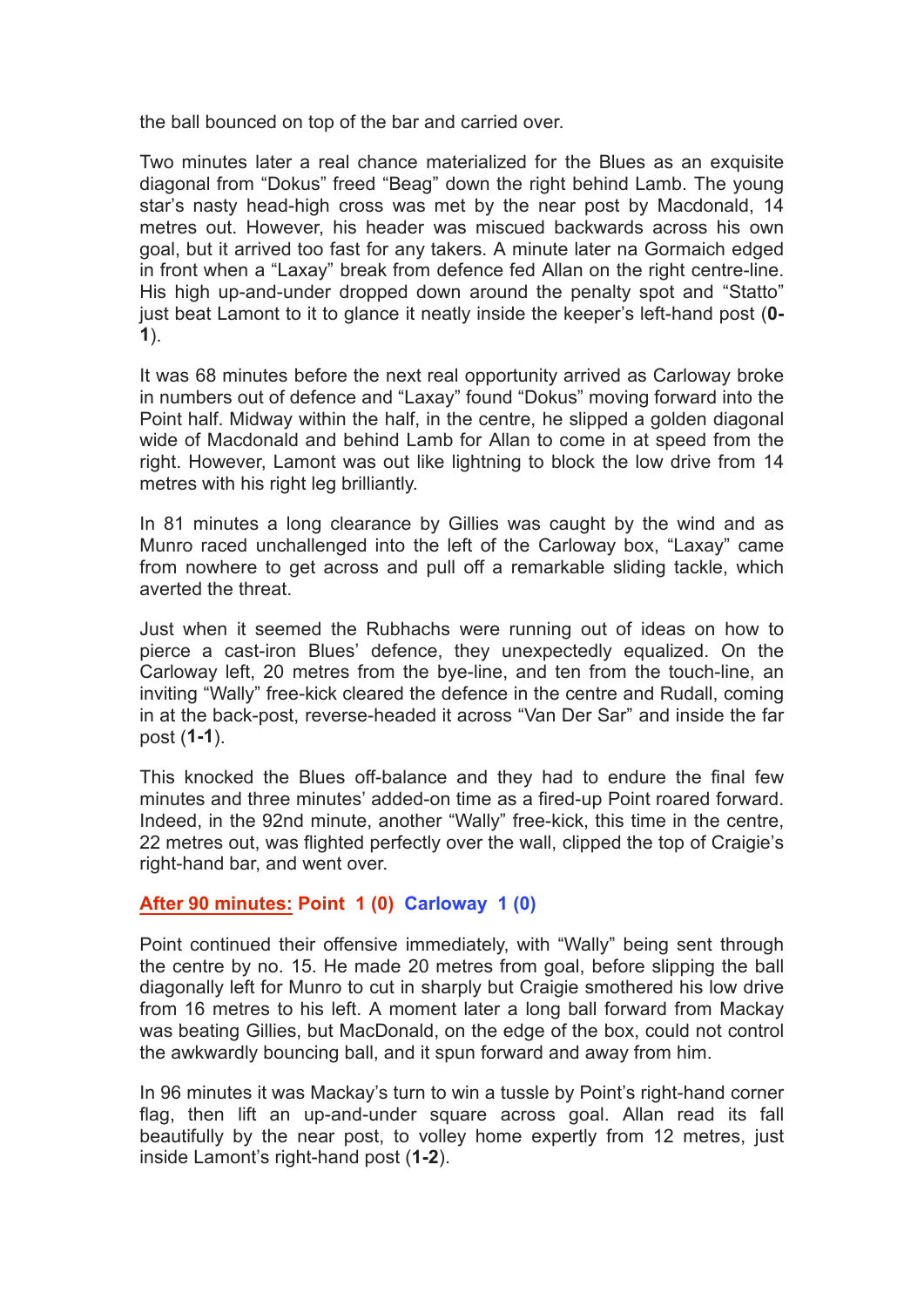the ball bounced on top of the bar and carried over.

Two minutes later a real chance materialized for the Blues as an exquisite diagonal from "Dokus" freed "Beag" down the right behind Lamb. The young star's nasty head-high cross was met by the near post by Macdonald, 14 metres out. However, his header was miscued backwards across his own goal, but it arrived too fast for any takers. A minute later na Gormaich edged in front when a "Laxay" break from defence fed Allan on the right centre-line. His high up-and-under dropped down around the penalty spot and "Statto" just beat Lamont to it to glance it neatly inside the keeper's left-hand post (**0-1**).

It was 68 minutes before the next real opportunity arrived as Carloway broke in numbers out of defence and "Laxay" found "Dokus" moving forward into the Point half. Midway within the half, in the centre, he slipped a golden diagonal wide of Macdonald and behind Lamb for Allan to come in at speed from the right. However, Lamont was out like lightning to block the low drive from 14 metres with his right leg brilliantly.

In 81 minutes a long clearance by Gillies was caught by the wind and as Munro raced unchallenged into the left of the Carloway box, "Laxay" came from nowhere to get across and pull off a remarkable sliding tackle, which averted the threat.

Just when it seemed the Rubhachs were running out of ideas on how to pierce a cast-iron Blues' defence, they unexpectedly equalized. On the Carloway left, 20 metres from the bye-line, and ten from the touch-line, an inviting "Wally" free-kick cleared the defence in the centre and Rudall, coming in at the back-post, reverse-headed it across "Van Der Sar" and inside the far post (**1-1**).

This knocked the Blues off-balance and they had to endure the final few minutes and three minutes' added-on time as a fired-up Point roared forward. Indeed, in the 92nd minute, another "Wally" free-kick, this time in the centre, 22 metres out, was flighted perfectly over the wall, clipped the top of Craigie's right-hand bar, and went over.

**After 90 minutes: Point 1 (0) Carloway 1 (0)**

Point continued their offensive immediately, with "Wally" being sent through the centre by no. 15. He made 20 metres from goal, before slipping the ball diagonally left for Munro to cut in sharply but Craigie smothered his low drive from 16 metres to his left. A moment later a long ball forward from Mackay was beating Gillies, but MacDonald, on the edge of the box, could not control the awkwardly bouncing ball, and it spun forward and away from him.

In 96 minutes it was Mackay's turn to win a tussle by Point's right-hand corner flag, then lift an up-and-under square across goal. Allan read its fall beautifully by the near post, to volley home expertly from 12 metres, just inside Lamont's right-hand post (**1-2**).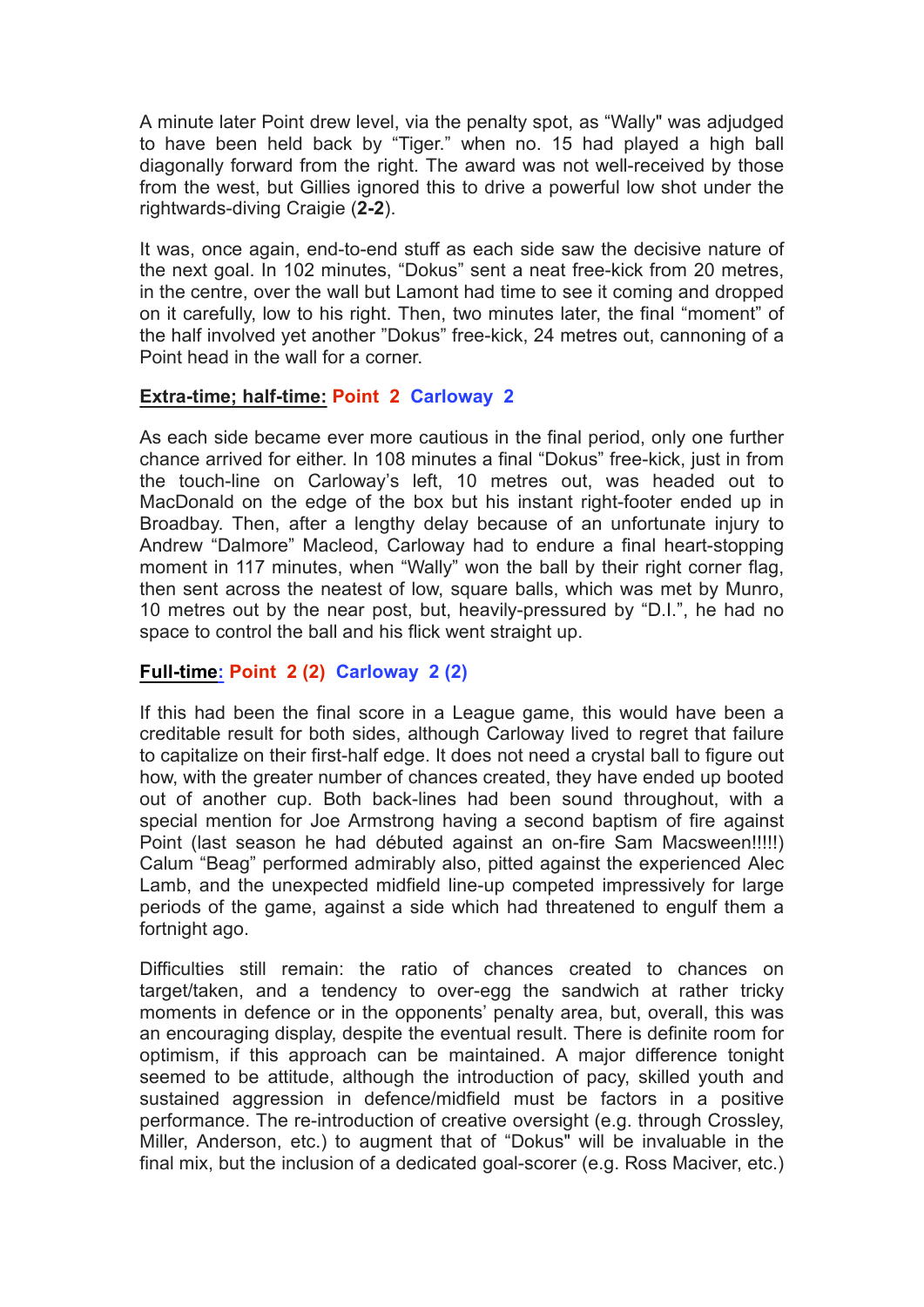A minute later Point drew level, via the penalty spot, as "Wally" was adjudged to have been held back by "Tiger." when no. 15 had played a high ball diagonally forward from the right. The award was not well-received by those from the west, but Gillies ignored this to drive a powerful low shot under the rightwards-diving Craigie (**2-2**).

It was, once again, end-to-end stuff as each side saw the decisive nature of the next goal. In 102 minutes, "Dokus" sent a neat free-kick from 20 metres, in the centre, over the wall but Lamont had time to see it coming and dropped on it carefully, low to his right. Then, two minutes later, the final "moment" of the half involved yet another "Dokus" free-kick, 24 metres out, cannoning of a Point head in the wall for a corner.

**Extra-time; half-time: Point 2 Carloway 2**

As each side became ever more cautious in the final period, only one further chance arrived for either. In 108 minutes a final "Dokus" free-kick, just in from the touch-line on Carloway's left, 10 metres out, was headed out to MacDonald on the edge of the box but his instant right-footer ended up in Broadbay. Then, after a lengthy delay because of an unfortunate injury to Andrew "Dalmore" Macleod, Carloway had to endure a final heart-stopping moment in 117 minutes, when "Wally" won the ball by their right corner flag, then sent across the neatest of low, square balls, which was met by Munro, 10 metres out by the near post, but, heavily-pressured by "D.I.", he had no space to control the ball and his flick went straight up.

**Full-time: Point 2 (2) Carloway 2 (2)**

If this had been the final score in a League game, this would have been a creditable result for both sides, although Carloway lived to regret that failure to capitalize on their first-half edge. It does not need a crystal ball to figure out how, with the greater number of chances created, they have ended up booted out of another cup. Both back-lines had been sound throughout, with a special mention for Joe Armstrong having a second baptism of fire against Point (last season he had débuted against an on-fire Sam Macsween!!!!!) Calum "Beag" performed admirably also, pitted against the experienced Alec Lamb, and the unexpected midfield line-up competed impressively for large periods of the game, against a side which had threatened to engulf them a fortnight ago.

Difficulties still remain: the ratio of chances created to chances on target/taken, and a tendency to over-egg the sandwich at rather tricky moments in defence or in the opponents' penalty area, but, overall, this was an encouraging display, despite the eventual result. There is definite room for optimism, if this approach can be maintained. A major difference tonight seemed to be attitude, although the introduction of pacy, skilled youth and sustained aggression in defence/midfield must be factors in a positive performance. The re-introduction of creative oversight (e.g. through Crossley, Miller, Anderson, etc.) to augment that of "Dokus" will be invaluable in the final mix, but the inclusion of a dedicated goal-scorer (e.g. Ross Maciver, etc.)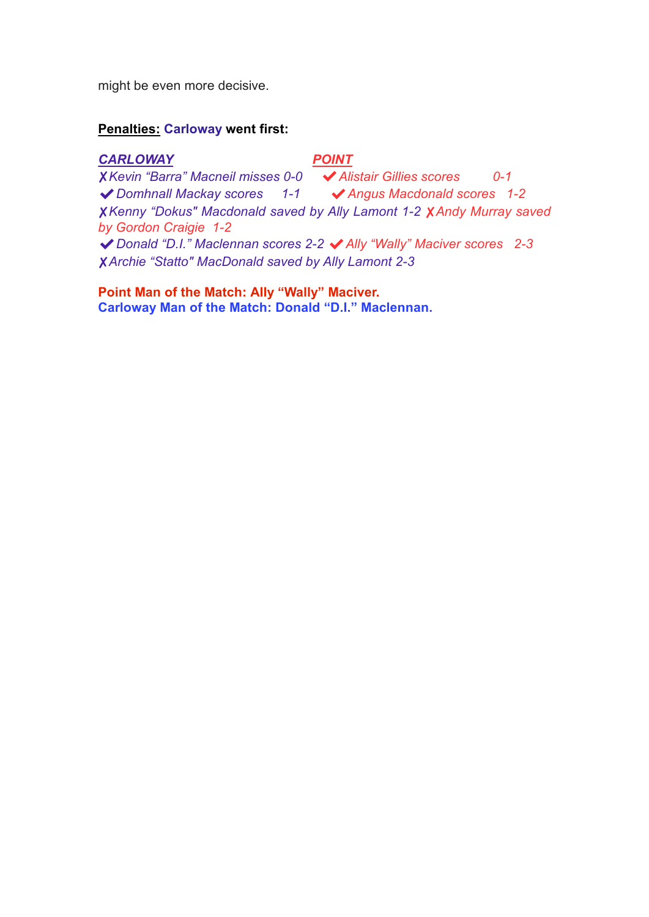might be even more decisive.

**Penalties: Carloway went first:**

***CARLOWAY*** ***POINT***

*✗Kevin "Barra" Macneil misses 0-0 ✔Alistair Gillies scores 0-1*
*✔Domhnall Mackay scores 1-1 ✔Angus Macdonald scores 1-2*
*✗Kenny "Dokus" Macdonald saved by Ally Lamont 1-2 ✗Andy Murray saved by Gordon Craigie 1-2*
*✔Donald "D.I." Maclennan scores 2-2 ✔Ally "Wally" Maciver scores 2-3*
*✗Archie "Statto" MacDonald saved by Ally Lamont 2-3*

**Point Man of the Match: Ally "Wally" Maciver.**
**Carloway Man of the Match: Donald "D.I." Maclennan.**